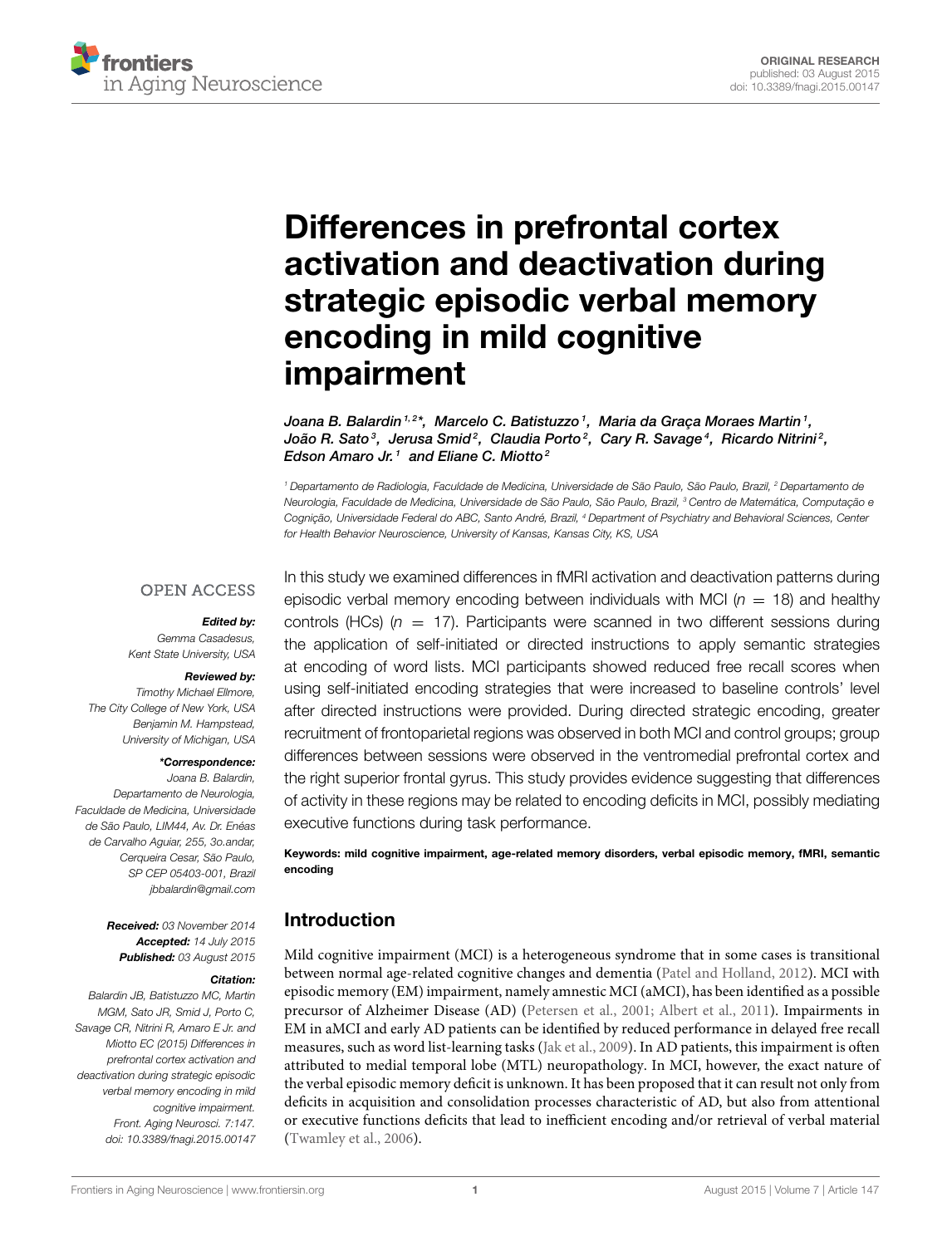ORIGINAL RESEARCH
published: 03 August 2015
doi: 10.3389/fnagi.2015.00147

# Differences in prefrontal cortex activation and deactivation during strategic episodic verbal memory encoding in mild cognitive impairment

*Joana B. Balardin[1,2]\*, Marcelo C. Batistuzzo[1], Maria da Graça Moraes Martin[1], João R. Sato[3], Jerusa Smid[2], Claudia Porto[2], Cary R. Savage[4], Ricardo Nitrini[2], Edson Amaro Jr.[1] and Eliane C. Miotto[2]*

[1] Departamento de Radiologia, Faculdade de Medicina, Universidade de São Paulo, São Paulo, Brazil, [2] Departamento de Neurologia, Faculdade de Medicina, Universidade de São Paulo, São Paulo, Brazil, [3] Centro de Matemática, Computação e Cognição, Universidade Federal do ABC, Santo André, Brazil, [4] Department of Psychiatry and Behavioral Sciences, Center for Health Behavior Neuroscience, University of Kansas, Kansas City, KS, USA

OPEN ACCESS

***Edited by:***
Gemma Casadesus, Kent State University, USA

***Reviewed by:***
Timothy Michael Ellmore, The City College of New York, USA
Benjamin M. Hampstead, University of Michigan, USA

***\*Correspondence:***
Joana B. Balardin, Departamento de Neurologia, Faculdade de Medicina, Universidade de São Paulo, LIM44, Av. Dr. Enéas de Carvalho Aguiar, 255, 3o.andar, Cerqueira Cesar, São Paulo, SP CEP 05403-001, Brazil
jbbalardin@gmail.com

**Received:** 03 November 2014
**Accepted:** 14 July 2015
**Published:** 03 August 2015

***Citation:***
Balardin JB, Batistuzzo MC, Martin MGM, Sato JR, Smid J, Porto C, Savage CR, Nitrini R, Amaro E Jr. and Miotto EC (2015) Differences in prefrontal cortex activation and deactivation during strategic episodic verbal memory encoding in mild cognitive impairment. Front. Aging Neurosci. 7:147. doi: 10.3389/fnagi.2015.00147

In this study we examined differences in fMRI activation and deactivation patterns during episodic verbal memory encoding between individuals with MCI ($n = 18$) and healthy controls (HCs) ($n = 17$). Participants were scanned in two different sessions during the application of self-initiated or directed instructions to apply semantic strategies at encoding of word lists. MCI participants showed reduced free recall scores when using self-initiated encoding strategies that were increased to baseline controls' level after directed instructions were provided. During directed strategic encoding, greater recruitment of frontoparietal regions was observed in both MCI and control groups; group differences between sessions were observed in the ventromedial prefrontal cortex and the right superior frontal gyrus. This study provides evidence suggesting that differences of activity in these regions may be related to encoding deficits in MCI, possibly mediating executive functions during task performance.

**Keywords: mild cognitive impairment, age-related memory disorders, verbal episodic memory, fMRI, semantic encoding**

## Introduction

Mild cognitive impairment (MCI) is a heterogeneous syndrome that in some cases is transitional between normal age-related cognitive changes and dementia (Patel and Holland, 2012). MCI with episodic memory (EM) impairment, namely amnestic MCI (aMCI), has been identified as a possible precursor of Alzheimer Disease (AD) (Petersen et al., 2001; Albert et al., 2011). Impairments in EM in aMCI and early AD patients can be identified by reduced performance in delayed free recall measures, such as word list-learning tasks (Jak et al., 2009). In AD patients, this impairment is often attributed to medial temporal lobe (MTL) neuropathology. In MCI, however, the exact nature of the verbal episodic memory deficit is unknown. It has been proposed that it can result not only from deficits in acquisition and consolidation processes characteristic of AD, but also from attentional or executive functions deficits that lead to inefficient encoding and/or retrieval of verbal material (Twamley et al., 2006).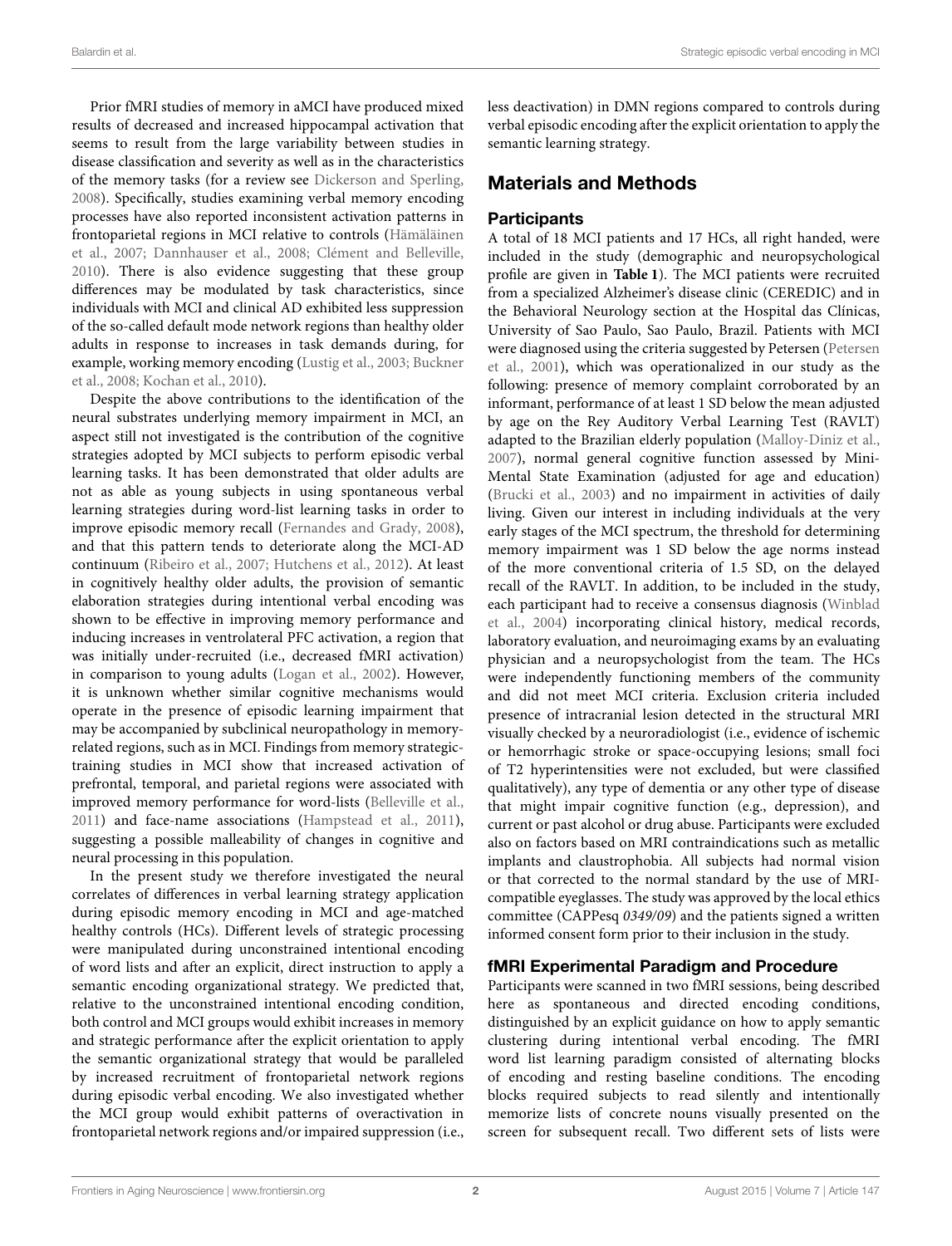Prior fMRI studies of memory in aMCI have produced mixed results of decreased and increased hippocampal activation that seems to result from the large variability between studies in disease classification and severity as well as in the characteristics of the memory tasks (for a review see Dickerson and Sperling, 2008). Specifically, studies examining verbal memory encoding processes have also reported inconsistent activation patterns in frontoparietal regions in MCI relative to controls (Hämäläinen et al., 2007; Dannhauser et al., 2008; Clément and Belleville, 2010). There is also evidence suggesting that these group differences may be modulated by task characteristics, since individuals with MCI and clinical AD exhibited less suppression of the so-called default mode network regions than healthy older adults in response to increases in task demands during, for example, working memory encoding (Lustig et al., 2003; Buckner et al., 2008; Kochan et al., 2010).

Despite the above contributions to the identification of the neural substrates underlying memory impairment in MCI, an aspect still not investigated is the contribution of the cognitive strategies adopted by MCI subjects to perform episodic verbal learning tasks. It has been demonstrated that older adults are not as able as young subjects in using spontaneous verbal learning strategies during word-list learning tasks in order to improve episodic memory recall (Fernandes and Grady, 2008), and that this pattern tends to deteriorate along the MCI-AD continuum (Ribeiro et al., 2007; Hutchens et al., 2012). At least in cognitively healthy older adults, the provision of semantic elaboration strategies during intentional verbal encoding was shown to be effective in improving memory performance and inducing increases in ventrolateral PFC activation, a region that was initially under-recruited (i.e., decreased fMRI activation) in comparison to young adults (Logan et al., 2002). However, it is unknown whether similar cognitive mechanisms would operate in the presence of episodic learning impairment that may be accompanied by subclinical neuropathology in memory-related regions, such as in MCI. Findings from memory strategic-training studies in MCI show that increased activation of prefrontal, temporal, and parietal regions were associated with improved memory performance for word-lists (Belleville et al., 2011) and face-name associations (Hampstead et al., 2011), suggesting a possible malleability of changes in cognitive and neural processing in this population.

In the present study we therefore investigated the neural correlates of differences in verbal learning strategy application during episodic memory encoding in MCI and age-matched healthy controls (HCs). Different levels of strategic processing were manipulated during unconstrained intentional encoding of word lists and after an explicit, direct instruction to apply a semantic encoding organizational strategy. We predicted that, relative to the unconstrained intentional encoding condition, both control and MCI groups would exhibit increases in memory and strategic performance after the explicit orientation to apply the semantic organizational strategy that would be paralleled by increased recruitment of frontoparietal network regions during episodic verbal encoding. We also investigated whether the MCI group would exhibit patterns of overactivation in frontoparietal network regions and/or impaired suppression (i.e., less deactivation) in DMN regions compared to controls during verbal episodic encoding after the explicit orientation to apply the semantic learning strategy.

## Materials and Methods

### Participants

A total of 18 MCI patients and 17 HCs, all right handed, were included in the study (demographic and neuropsychological profile are given in **Table 1**). The MCI patients were recruited from a specialized Alzheimer's disease clinic (CEREDIC) and in the Behavioral Neurology section at the Hospital das Clínicas, University of Sao Paulo, Sao Paulo, Brazil. Patients with MCI were diagnosed using the criteria suggested by Petersen (Petersen et al., 2001), which was operationalized in our study as the following: presence of memory complaint corroborated by an informant, performance of at least 1 SD below the mean adjusted by age on the Rey Auditory Verbal Learning Test (RAVLT) adapted to the Brazilian elderly population (Malloy-Diniz et al., 2007), normal general cognitive function assessed by Mini-Mental State Examination (adjusted for age and education) (Brucki et al., 2003) and no impairment in activities of daily living. Given our interest in including individuals at the very early stages of the MCI spectrum, the threshold for determining memory impairment was 1 SD below the age norms instead of the more conventional criteria of 1.5 SD, on the delayed recall of the RAVLT. In addition, to be included in the study, each participant had to receive a consensus diagnosis (Winblad et al., 2004) incorporating clinical history, medical records, laboratory evaluation, and neuroimaging exams by an evaluating physician and a neuropsychologist from the team. The HCs were independently functioning members of the community and did not meet MCI criteria. Exclusion criteria included presence of intracranial lesion detected in the structural MRI visually checked by a neuroradiologist (i.e., evidence of ischemic or hemorrhagic stroke or space-occupying lesions; small foci of T2 hyperintensities were not excluded, but were classified qualitatively), any type of dementia or any other type of disease that might impair cognitive function (e.g., depression), and current or past alcohol or drug abuse. Participants were excluded also on factors based on MRI contraindications such as metallic implants and claustrophobia. All subjects had normal vision or that corrected to the normal standard by the use of MRI-compatible eyeglasses. The study was approved by the local ethics committee (CAPPesq *0349/09*) and the patients signed a written informed consent form prior to their inclusion in the study.

### fMRI Experimental Paradigm and Procedure

Participants were scanned in two fMRI sessions, being described here as spontaneous and directed encoding conditions, distinguished by an explicit guidance on how to apply semantic clustering during intentional verbal encoding. The fMRI word list learning paradigm consisted of alternating blocks of encoding and resting baseline conditions. The encoding blocks required subjects to read silently and intentionally memorize lists of concrete nouns visually presented on the screen for subsequent recall. Two different sets of lists were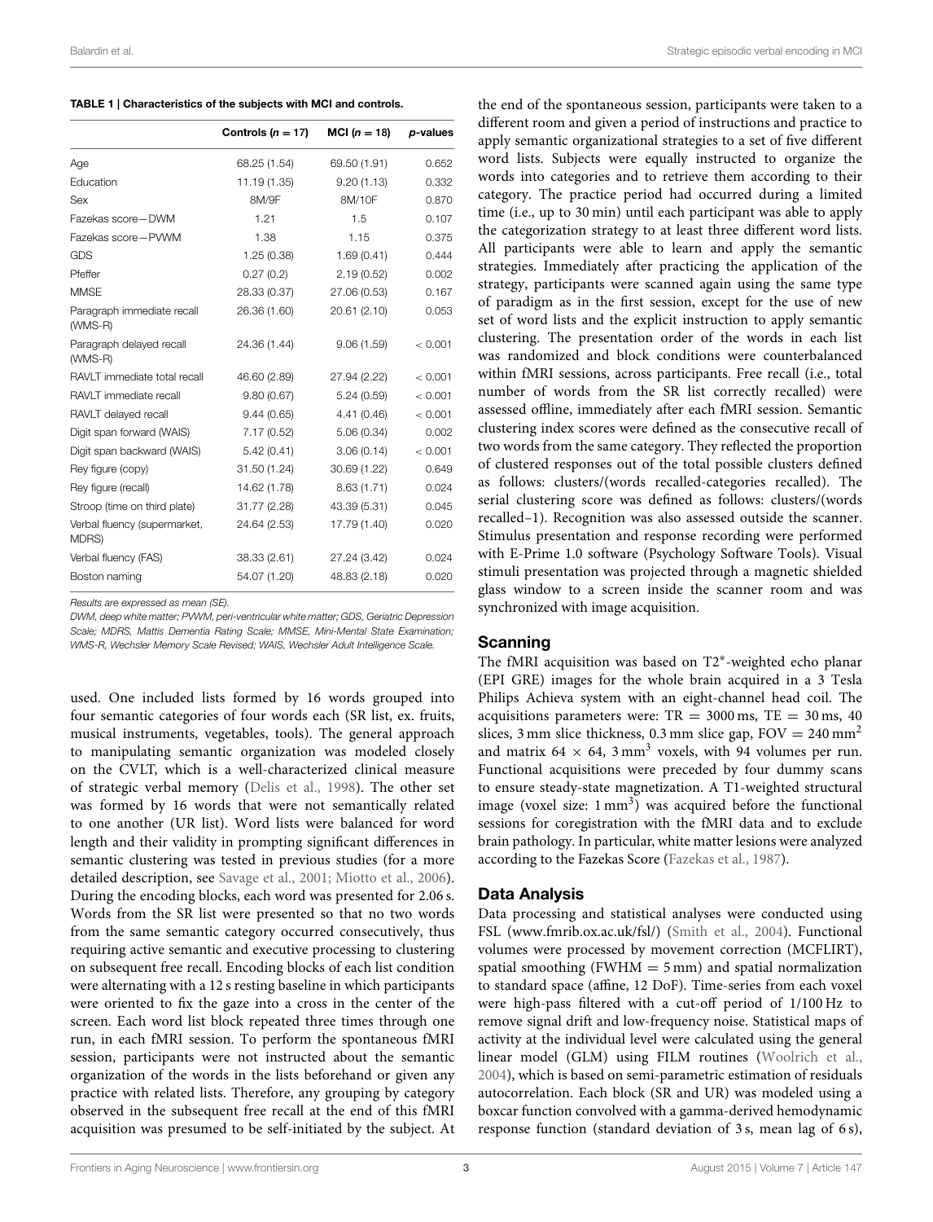**TABLE 1 | Characteristics of the subjects with MCI and controls.**

| | Controls ($n = 17$) | MCI ($n = 18$) | *p*-values |
|---|---|---|---|
| Age | 68.25 (1.54) | 69.50 (1.91) | 0.652 |
| Education | 11.19 (1.35) | 9.20 (1.13) | 0.332 |
| Sex | 8M/9F | 8M/10F | 0.870 |
| Fazekas score—DWM | 1.21 | 1.5 | 0.107 |
| Fazekas score—PVWM | 1.38 | 1.15 | 0.375 |
| GDS | 1.25 (0.38) | 1.69 (0.41) | 0.444 |
| Pfeffer | 0.27 (0.2) | 2.19 (0.52) | 0.002 |
| MMSE | 28.33 (0.37) | 27.06 (0.53) | 0.167 |
| Paragraph immediate recall (WMS-R) | 26.36 (1.60) | 20.61 (2.10) | 0.053 |
| Paragraph delayed recall (WMS-R) | 24.36 (1.44) | 9.06 (1.59) | < 0.001 |
| RAVLT immediate total recall | 46.60 (2.89) | 27.94 (2.22) | < 0.001 |
| RAVLT immediate recall | 9.80 (0.67) | 5.24 (0.59) | < 0.001 |
| RAVLT delayed recall | 9.44 (0.65) | 4.41 (0.46) | < 0.001 |
| Digit span forward (WAIS) | 7.17 (0.52) | 5.06 (0.34) | 0.002 |
| Digit span backward (WAIS) | 5.42 (0.41) | 3.06 (0.14) | < 0.001 |
| Rey figure (copy) | 31.50 (1.24) | 30.69 (1.22) | 0.649 |
| Rey figure (recall) | 14.62 (1.78) | 8.63 (1.71) | 0.024 |
| Stroop (time on third plate) | 31.77 (2.28) | 43.39 (5.31) | 0.045 |
| Verbal fluency (supermarket, MDRS) | 24.64 (2.53) | 17.79 (1.40) | 0.020 |
| Verbal fluency (FAS) | 38.33 (2.61) | 27.24 (3.42) | 0.024 |
| Boston naming | 54.07 (1.20) | 48.83 (2.18) | 0.020 |

*Results are expressed as mean (SE).*

*DWM, deep white matter; PVWM, peri-ventricular white matter; GDS, Geriatric Depression Scale; MDRS, Mattis Dementia Rating Scale; MMSE, Mini-Mental State Examination; WMS-R, Wechsler Memory Scale Revised; WAIS, Wechsler Adult Intelligence Scale.*

used. One included lists formed by 16 words grouped into four semantic categories of four words each (SR list, ex. fruits, musical instruments, vegetables, tools). The general approach to manipulating semantic organization was modeled closely on the CVLT, which is a well-characterized clinical measure of strategic verbal memory (Delis et al., 1998). The other set was formed by 16 words that were not semantically related to one another (UR list). Word lists were balanced for word length and their validity in prompting significant differences in semantic clustering was tested in previous studies (for a more detailed description, see Savage et al., 2001; Miotto et al., 2006). During the encoding blocks, each word was presented for 2.06 s. Words from the SR list were presented so that no two words from the same semantic category occurred consecutively, thus requiring active semantic and executive processing to clustering on subsequent free recall. Encoding blocks of each list condition were alternating with a 12 s resting baseline in which participants were oriented to fix the gaze into a cross in the center of the screen. Each word list block repeated three times through one run, in each fMRI session. To perform the spontaneous fMRI session, participants were not instructed about the semantic organization of the words in the lists beforehand or given any practice with related lists. Therefore, any grouping by category observed in the subsequent free recall at the end of this fMRI acquisition was presumed to be self-initiated by the subject. At the end of the spontaneous session, participants were taken to a different room and given a period of instructions and practice to apply semantic organizational strategies to a set of five different word lists. Subjects were equally instructed to organize the words into categories and to retrieve them according to their category. The practice period had occurred during a limited time (i.e., up to 30 min) until each participant was able to apply the categorization strategy to at least three different word lists. All participants were able to learn and apply the semantic strategies. Immediately after practicing the application of the strategy, participants were scanned again using the same type of paradigm as in the first session, except for the use of new set of word lists and the explicit instruction to apply semantic clustering. The presentation order of the words in each list was randomized and block conditions were counterbalanced within fMRI sessions, across participants. Free recall (i.e., total number of words from the SR list correctly recalled) were assessed offline, immediately after each fMRI session. Semantic clustering index scores were defined as the consecutive recall of two words from the same category. They reflected the proportion of clustered responses out of the total possible clusters defined as follows: clusters/(words recalled-categories recalled). The serial clustering score was defined as follows: clusters/(words recalled−1). Recognition was also assessed outside the scanner. Stimulus presentation and response recording were performed with E-Prime 1.0 software (Psychology Software Tools). Visual stimuli presentation was projected through a magnetic shielded glass window to a screen inside the scanner room and was synchronized with image acquisition.

## Scanning

The fMRI acquisition was based on T2*-weighted echo planar (EPI GRE) images for the whole brain acquired in a 3 Tesla Philips Achieva system with an eight-channel head coil. The acquisitions parameters were: TR = 3000 ms, TE = 30 ms, 40 slices, 3 mm slice thickness, 0.3 mm slice gap, FOV = 240 mm$^2$ and matrix $64 \times 64$, 3 mm$^3$ voxels, with 94 volumes per run. Functional acquisitions were preceded by four dummy scans to ensure steady-state magnetization. A T1-weighted structural image (voxel size: 1 mm$^3$) was acquired before the functional sessions for coregistration with the fMRI data and to exclude brain pathology. In particular, white matter lesions were analyzed according to the Fazekas Score (Fazekas et al., 1987).

## Data Analysis

Data processing and statistical analyses were conducted using FSL (www.fmrib.ox.ac.uk/fsl/) (Smith et al., 2004). Functional volumes were processed by movement correction (MCFLIRT), spatial smoothing (FWHM = 5 mm) and spatial normalization to standard space (affine, 12 DoF). Time-series from each voxel were high-pass filtered with a cut-off period of 1/100 Hz to remove signal drift and low-frequency noise. Statistical maps of activity at the individual level were calculated using the general linear model (GLM) using FILM routines (Woolrich et al., 2004), which is based on semi-parametric estimation of residuals autocorrelation. Each block (SR and UR) was modeled using a boxcar function convolved with a gamma-derived hemodynamic response function (standard deviation of 3 s, mean lag of 6 s),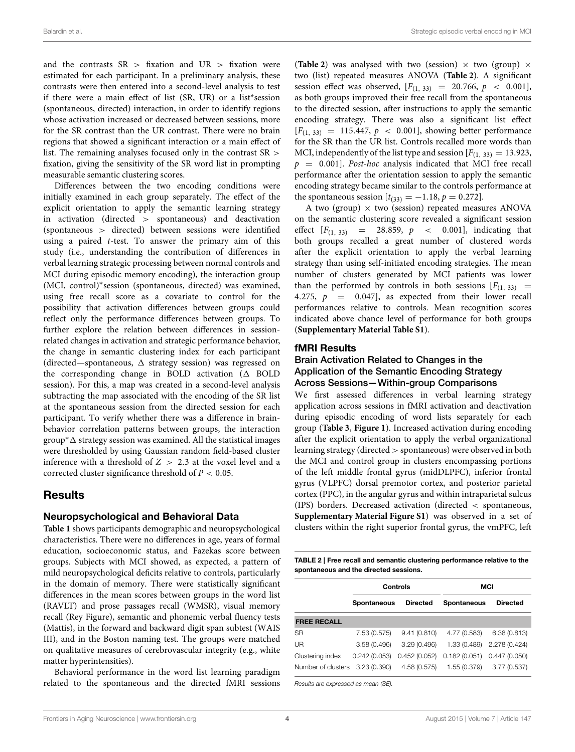and the contrasts SR > fixation and UR > fixation were estimated for each participant. In a preliminary analysis, these contrasts were then entered into a second-level analysis to test if there were a main effect of list (SR, UR) or a list*session (spontaneous, directed) interaction, in order to identify regions whose activation increased or decreased between sessions, more for the SR contrast than the UR contrast. There were no brain regions that showed a significant interaction or a main effect of list. The remaining analyses focused only in the contrast SR > fixation, giving the sensitivity of the SR word list in prompting measurable semantic clustering scores.

Differences between the two encoding conditions were initially examined in each group separately. The effect of the explicit orientation to apply the semantic learning strategy in activation (directed > spontaneous) and deactivation (spontaneous > directed) between sessions were identified using a paired *t*-test. To answer the primary aim of this study (i.e., understanding the contribution of differences in verbal learning strategic processing between normal controls and MCI during episodic memory encoding), the interaction group (MCI, control)*session (spontaneous, directed) was examined, using free recall score as a covariate to control for the possibility that activation differences between groups could reflect only the performance differences between groups. To further explore the relation between differences in session-related changes in activation and strategic performance behavior, the change in semantic clustering index for each participant (directed—spontaneous, Δ strategy session) was regressed on the corresponding change in BOLD activation (Δ BOLD session). For this, a map was created in a second-level analysis subtracting the map associated with the encoding of the SR list at the spontaneous session from the directed session for each participant. To verify whether there was a difference in brain-behavior correlation patterns between groups, the interaction group*Δ strategy session was examined. All the statistical images were thresholded by using Gaussian random field-based cluster inference with a threshold of $Z > 2.3$ at the voxel level and a corrected cluster significance threshold of $P < 0.05$.

## Results

### Neuropsychological and Behavioral Data

**Table 1** shows participants demographic and neuropsychological characteristics. There were no differences in age, years of formal education, socioeconomic status, and Fazekas score between groups. Subjects with MCI showed, as expected, a pattern of mild neuropsychological deficits relative to controls, particularly in the domain of memory. There were statistically significant differences in the mean scores between groups in the word list (RAVLT) and prose passages recall (WMSR), visual memory recall (Rey Figure), semantic and phonemic verbal fluency tests (Mattis), in the forward and backward digit span subtest (WAIS III), and in the Boston naming test. The groups were matched on qualitative measures of cerebrovascular integrity (e.g., white matter hyperintensities).

Behavioral performance in the word list learning paradigm related to the spontaneous and the directed fMRI sessions (**Table 2**) was analysed with two (session) × two (group) × two (list) repeated measures ANOVA (**Table 2**). A significant session effect was observed, [$F_{(1,\ 33)} = 20.766$, $p < 0.001$], as both groups improved their free recall from the spontaneous to the directed session, after instructions to apply the semantic encoding strategy. There was also a significant list effect [$F_{(1,\ 33)} = 115.447$, $p < 0.001$], showing better performance for the SR than the UR list. Controls recalled more words than MCI, independently of the list type and session [$F_{(1,\ 33)} = 13.923$, $p = 0.001$]. *Post-hoc* analysis indicated that MCI free recall performance after the orientation session to apply the semantic encoding strategy became similar to the controls performance at the spontaneous session [$t_{(33)} = -1.18$, $p = 0.272$].

A two (group) × two (session) repeated measures ANOVA on the semantic clustering score revealed a significant session effect [$F_{(1,\ 33)} = 28.859$, $p < 0.001$], indicating that both groups recalled a great number of clustered words after the explicit orientation to apply the verbal learning strategy than using self-initiated encoding strategies. The mean number of clusters generated by MCI patients was lower than the performed by controls in both sessions [$F_{(1,\ 33)} = 4.275$, $p = 0.047$], as expected from their lower recall performances relative to controls. Mean recognition scores indicated above chance level of performance for both groups (**Supplementary Material Table S1**).

### fMRI Results

#### Brain Activation Related to Changes in the Application of the Semantic Encoding Strategy Across Sessions—Within-group Comparisons

We first assessed differences in verbal learning strategy application across sessions in fMRI activation and deactivation during episodic encoding of word lists separately for each group (**Table 3**, **Figure 1**). Increased activation during encoding after the explicit orientation to apply the verbal organizational learning strategy (directed > spontaneous) were observed in both the MCI and control group in clusters encompassing portions of the left middle frontal gyrus (midDLPFC), inferior frontal gyrus (VLPFC) dorsal premotor cortex, and posterior parietal cortex (PPC), in the angular gyrus and within intraparietal sulcus (IPS) borders. Decreased activation (directed < spontaneous, **Supplementary Material Figure S1**) was observed in a set of clusters within the right superior frontal gyrus, the vmPFC, left

**TABLE 2 | Free recall and semantic clustering performance relative to the spontaneous and the directed sessions.**

| | Controls | | MCI | |
|---|---|---|---|---|
| | **Spontaneous** | **Directed** | **Spontaneous** | **Directed** |
| **FREE RECALL** | | | | |
| SR | 7.53 (0.575) | 9.41 (0.810) | 4.77 (0.583) | 6.38 (0.813) |
| UR | 3.58 (0.496) | 3.29 (0.496) | 1.33 (0.489) | 2.278 (0.424) |
| Clustering index | 0.242 (0.053) | 0.452 (0.052) | 0.182 (0.051) | 0.447 (0.050) |
| Number of clusters | 3.23 (0.390) | 4.58 (0.575) | 1.55 (0.379) | 3.77 (0.537) |

*Results are expressed as mean (SE).*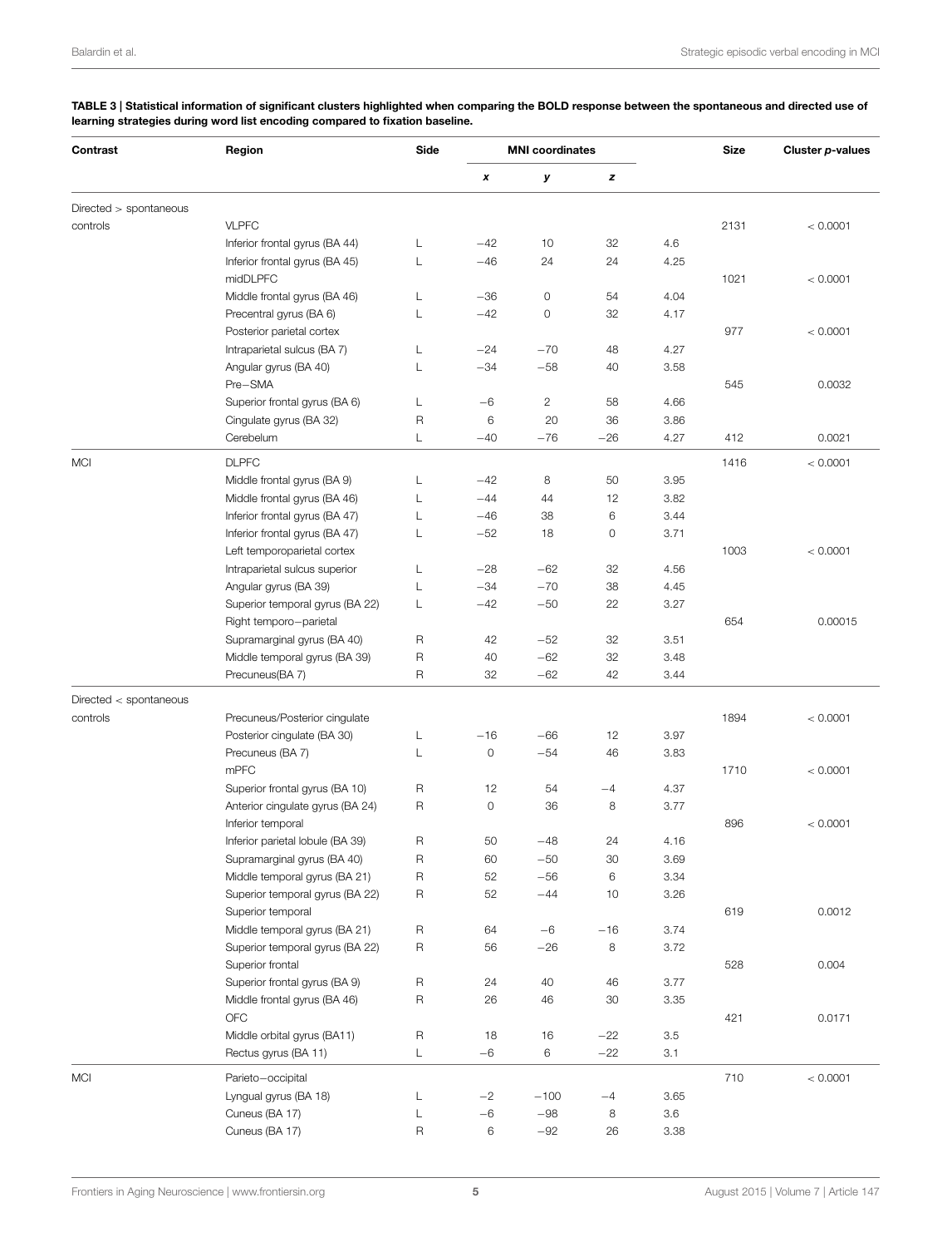**TABLE 3 | Statistical information of significant clusters highlighted when comparing the BOLD response between the spontaneous and directed use of learning strategies during word list encoding compared to fixation baseline.**

| Contrast | Region | Side | MNI coordinates | | | | Size | Cluster *p*-values |
|---|---|---|---|---|---|---|---|---|
| | | | *x* | *y* | *z* | | | |
| Directed > spontaneous | | | | | | | | |
| controls | VLPFC | | | | | | 2131 | < 0.0001 |
| | Inferior frontal gyrus (BA 44) | L | −42 | 10 | 32 | 4.6 | | |
| | Inferior frontal gyrus (BA 45) | L | −46 | 24 | 24 | 4.25 | | |
| | midDLPFC | | | | | | 1021 | < 0.0001 |
| | Middle frontal gyrus (BA 46) | L | −36 | 0 | 54 | 4.04 | | |
| | Precentral gyrus (BA 6) | L | −42 | 0 | 32 | 4.17 | | |
| | Posterior parietal cortex | | | | | | 977 | < 0.0001 |
| | Intraparietal sulcus (BA 7) | L | −24 | −70 | 48 | 4.27 | | |
| | Angular gyrus (BA 40) | L | −34 | −58 | 40 | 3.58 | | |
| | Pre−SMA | | | | | | 545 | 0.0032 |
| | Superior frontal gyrus (BA 6) | L | −6 | 2 | 58 | 4.66 | | |
| | Cingulate gyrus (BA 32) | R | 6 | 20 | 36 | 3.86 | | |
| | Cerebelum | L | −40 | −76 | −26 | 4.27 | 412 | 0.0021 |
| MCI | DLPFC | | | | | | 1416 | < 0.0001 |
| | Middle frontal gyrus (BA 9) | L | −42 | 8 | 50 | 3.95 | | |
| | Middle frontal gyrus (BA 46) | L | −44 | 44 | 12 | 3.82 | | |
| | Inferior frontal gyrus (BA 47) | L | −46 | 38 | 6 | 3.44 | | |
| | Inferior frontal gyrus (BA 47) | L | −52 | 18 | 0 | 3.71 | | |
| | Left temporoparietal cortex | | | | | | 1003 | < 0.0001 |
| | Intraparietal sulcus superior | L | −28 | −62 | 32 | 4.56 | | |
| | Angular gyrus (BA 39) | L | −34 | −70 | 38 | 4.45 | | |
| | Superior temporal gyrus (BA 22) | L | −42 | −50 | 22 | 3.27 | | |
| | Right temporo−parietal | | | | | | 654 | 0.00015 |
| | Supramarginal gyrus (BA 40) | R | 42 | −52 | 32 | 3.51 | | |
| | Middle temporal gyrus (BA 39) | R | 40 | −62 | 32 | 3.48 | | |
| | Precuneus(BA 7) | R | 32 | −62 | 42 | 3.44 | | |
| Directed < spontaneous | | | | | | | | |
| controls | Precuneus/Posterior cingulate | | | | | | 1894 | < 0.0001 |
| | Posterior cingulate (BA 30) | L | −16 | −66 | 12 | 3.97 | | |
| | Precuneus (BA 7) | L | 0 | −54 | 46 | 3.83 | | |
| | mPFC | | | | | | 1710 | < 0.0001 |
| | Superior frontal gyrus (BA 10) | R | 12 | 54 | −4 | 4.37 | | |
| | Anterior cingulate gyrus (BA 24) | R | 0 | 36 | 8 | 3.77 | | |
| | Inferior temporal | | | | | | 896 | < 0.0001 |
| | Inferior parietal lobule (BA 39) | R | 50 | −48 | 24 | 4.16 | | |
| | Supramarginal gyrus (BA 40) | R | 60 | −50 | 30 | 3.69 | | |
| | Middle temporal gyrus (BA 21) | R | 52 | −56 | 6 | 3.34 | | |
| | Superior temporal gyrus (BA 22) | R | 52 | −44 | 10 | 3.26 | | |
| | Superior temporal | | | | | | 619 | 0.0012 |
| | Middle temporal gyrus (BA 21) | R | 64 | −6 | −16 | 3.74 | | |
| | Superior temporal gyrus (BA 22) | R | 56 | −26 | 8 | 3.72 | | |
| | Superior frontal | | | | | | 528 | 0.004 |
| | Superior frontal gyrus (BA 9) | R | 24 | 40 | 46 | 3.77 | | |
| | Middle frontal gyrus (BA 46) | R | 26 | 46 | 30 | 3.35 | | |
| | OFC | | | | | | 421 | 0.0171 |
| | Middle orbital gyrus (BA11) | R | 18 | 16 | −22 | 3.5 | | |
| | Rectus gyrus (BA 11) | L | −6 | 6 | −22 | 3.1 | | |
| MCI | Parieto−occipital | | | | | | 710 | < 0.0001 |
| | Lyngual gyrus (BA 18) | L | −2 | −100 | −4 | 3.65 | | |
| | Cuneus (BA 17) | L | −6 | −98 | 8 | 3.6 | | |
| | Cuneus (BA 17) | R | 6 | −92 | 26 | 3.38 | | |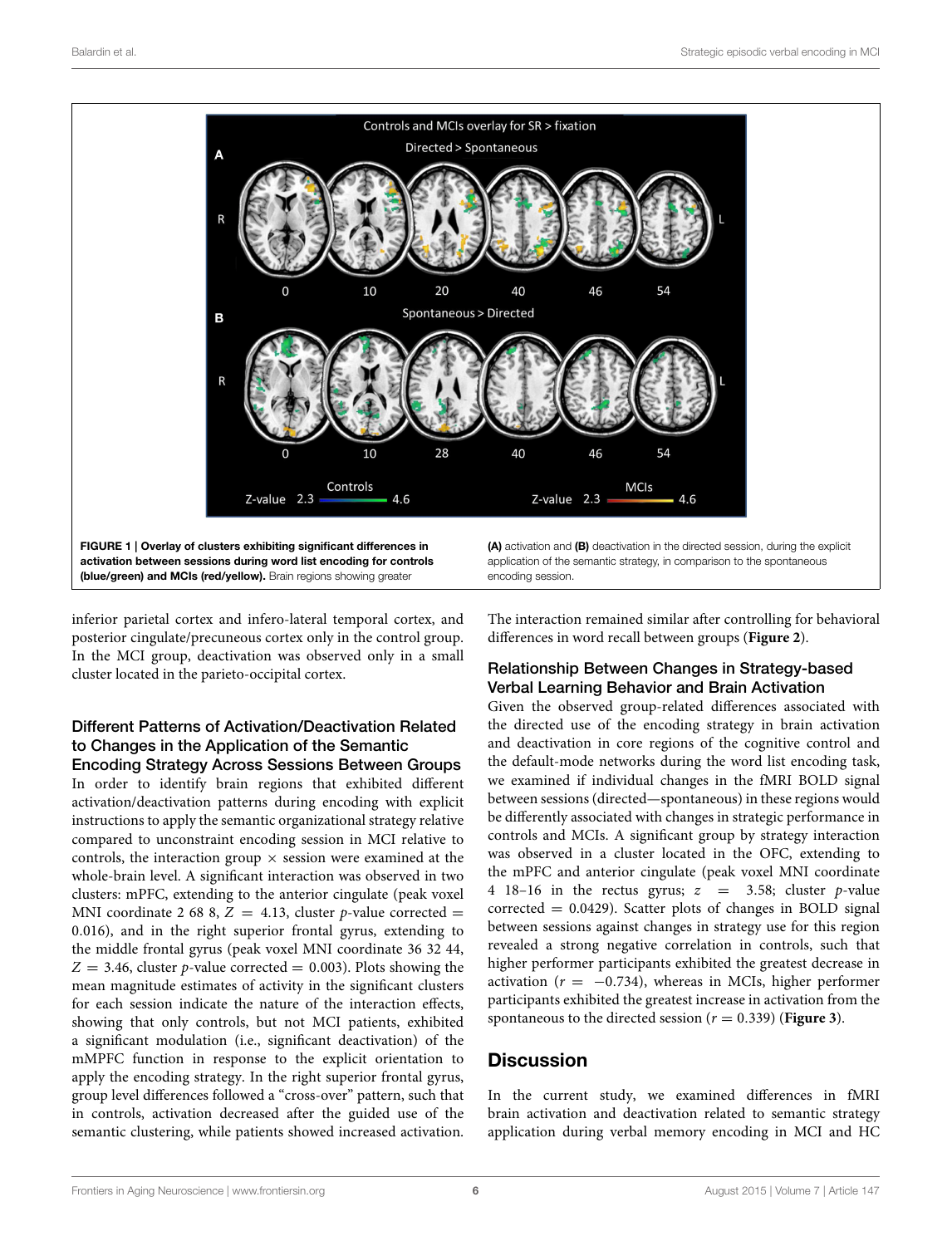FIGURE 1 | **Overlay of clusters exhibiting significant differences in activation between sessions during word list encoding for controls (blue/green) and MCIs (red/yellow).** Brain regions showing greater **(A)** activation and **(B)** deactivation in the directed session, during the explicit application of the semantic strategy, in comparison to the spontaneous encoding session.

inferior parietal cortex and infero-lateral temporal cortex, and posterior cingulate/precuneous cortex only in the control group. In the MCI group, deactivation was observed only in a small cluster located in the parieto-occipital cortex.

### Different Patterns of Activation/Deactivation Related to Changes in the Application of the Semantic Encoding Strategy Across Sessions Between Groups

In order to identify brain regions that exhibited different activation/deactivation patterns during encoding with explicit instructions to apply the semantic organizational strategy relative compared to unconstraint encoding session in MCI relative to controls, the interaction group × session were examined at the whole-brain level. A significant interaction was observed in two clusters: mPFC, extending to the anterior cingulate (peak voxel MNI coordinate 2 68 8, $Z = 4.13$, cluster $p$-value corrected $= 0.016$), and in the right superior frontal gyrus, extending to the middle frontal gyrus (peak voxel MNI coordinate 36 32 44, $Z = 3.46$, cluster $p$-value corrected $= 0.003$). Plots showing the mean magnitude estimates of activity in the significant clusters for each session indicate the nature of the interaction effects, showing that only controls, but not MCI patients, exhibited a significant modulation (i.e., significant deactivation) of the mMPFC function in response to the explicit orientation to apply the encoding strategy. In the right superior frontal gyrus, group level differences followed a "cross-over" pattern, such that in controls, activation decreased after the guided use of the semantic clustering, while patients showed increased activation. The interaction remained similar after controlling for behavioral differences in word recall between groups (**Figure 2**).

### Relationship Between Changes in Strategy-based Verbal Learning Behavior and Brain Activation

Given the observed group-related differences associated with the directed use of the encoding strategy in brain activation and deactivation in core regions of the cognitive control and the default-mode networks during the word list encoding task, we examined if individual changes in the fMRI BOLD signal between sessions (directed—spontaneous) in these regions would be differently associated with changes in strategic performance in controls and MCIs. A significant group by strategy interaction was observed in a cluster located in the OFC, extending to the mPFC and anterior cingulate (peak voxel MNI coordinate 4 18–16 in the rectus gyrus; $z = 3.58$; cluster $p$-value corrected $= 0.0429$). Scatter plots of changes in BOLD signal between sessions against changes in strategy use for this region revealed a strong negative correlation in controls, such that higher performer participants exhibited the greatest decrease in activation ($r = -0.734$), whereas in MCIs, higher performer participants exhibited the greatest increase in activation from the spontaneous to the directed session ($r = 0.339$) (**Figure 3**).

## Discussion

In the current study, we examined differences in fMRI brain activation and deactivation related to semantic strategy application during verbal memory encoding in MCI and HC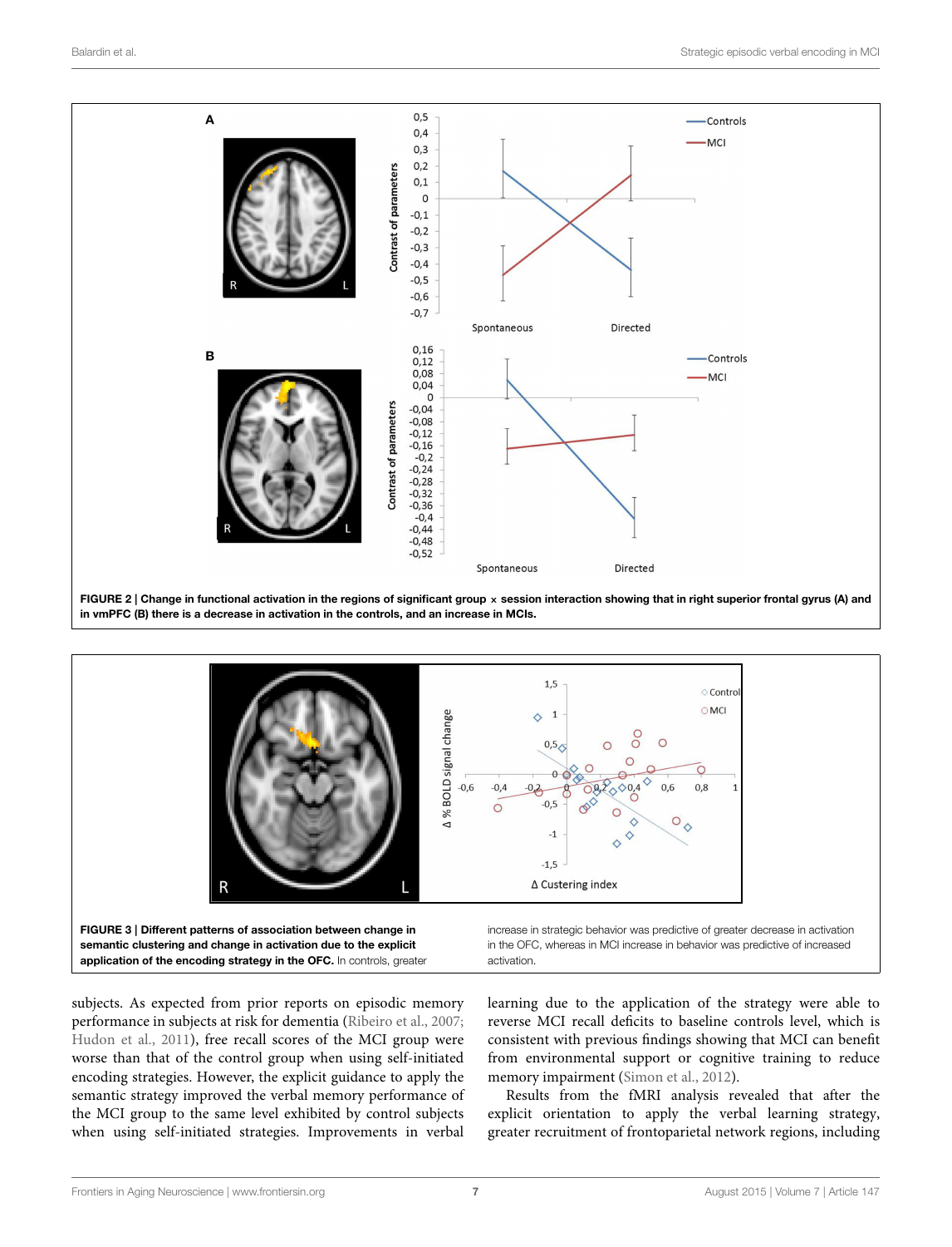**FIGURE 2 | Change in functional activation in the regions of significant group × session interaction showing that in right superior frontal gyrus (A) and in vmPFC (B) there is a decrease in activation in the controls, and an increase in MCIs.**

**FIGURE 3 | Different patterns of association between change in semantic clustering and change in activation due to the explicit application of the encoding strategy in the OFC.** In controls, greater increase in strategic behavior was predictive of greater decrease in activation in the OFC, whereas in MCI increase in behavior was predictive of increased activation.

subjects. As expected from prior reports on episodic memory performance in subjects at risk for dementia (Ribeiro et al., 2007; Hudon et al., 2011), free recall scores of the MCI group were worse than that of the control group when using self-initiated encoding strategies. However, the explicit guidance to apply the semantic strategy improved the verbal memory performance of the MCI group to the same level exhibited by control subjects when using self-initiated strategies. Improvements in verbal learning due to the application of the strategy were able to reverse MCI recall deficits to baseline controls level, which is consistent with previous findings showing that MCI can benefit from environmental support or cognitive training to reduce memory impairment (Simon et al., 2012).

Results from the fMRI analysis revealed that after the explicit orientation to apply the verbal learning strategy, greater recruitment of frontoparietal network regions, including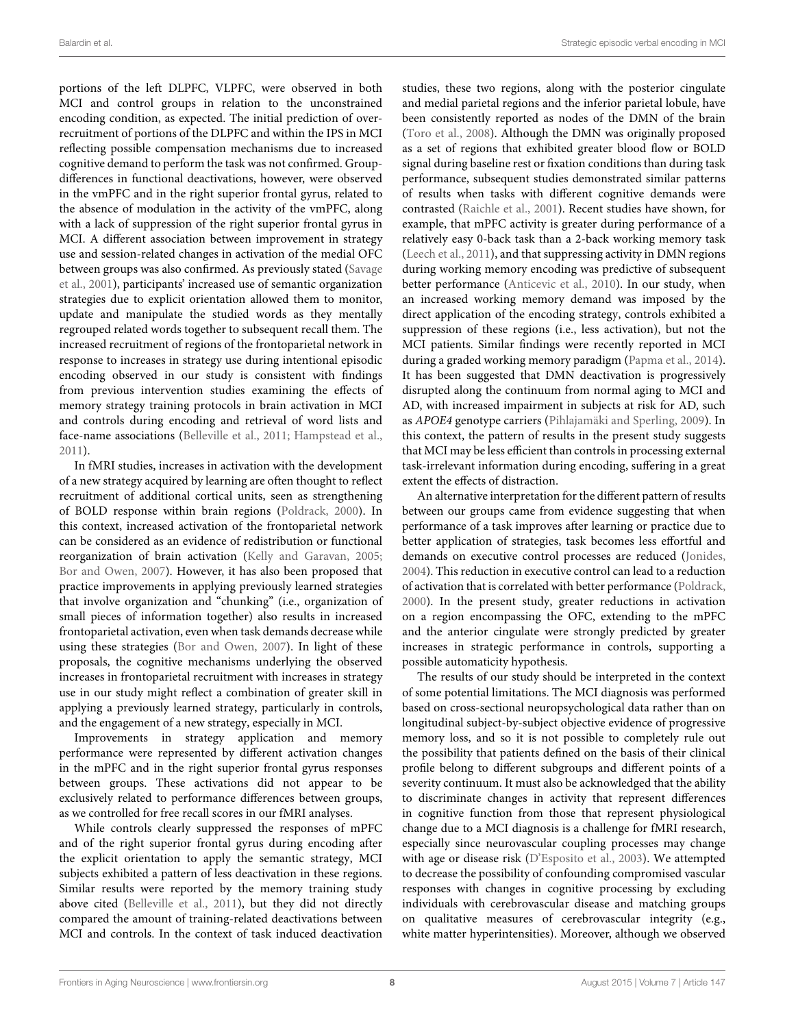portions of the left DLPFC, VLPFC, were observed in both MCI and control groups in relation to the unconstrained encoding condition, as expected. The initial prediction of over-recruitment of portions of the DLPFC and within the IPS in MCI reflecting possible compensation mechanisms due to increased cognitive demand to perform the task was not confirmed. Group-differences in functional deactivations, however, were observed in the vmPFC and in the right superior frontal gyrus, related to the absence of modulation in the activity of the vmPFC, along with a lack of suppression of the right superior frontal gyrus in MCI. A different association between improvement in strategy use and session-related changes in activation of the medial OFC between groups was also confirmed. As previously stated (Savage et al., 2001), participants' increased use of semantic organization strategies due to explicit orientation allowed them to monitor, update and manipulate the studied words as they mentally regrouped related words together to subsequent recall them. The increased recruitment of regions of the frontoparietal network in response to increases in strategy use during intentional episodic encoding observed in our study is consistent with findings from previous intervention studies examining the effects of memory strategy training protocols in brain activation in MCI and controls during encoding and retrieval of word lists and face-name associations (Belleville et al., 2011; Hampstead et al., 2011).

In fMRI studies, increases in activation with the development of a new strategy acquired by learning are often thought to reflect recruitment of additional cortical units, seen as strengthening of BOLD response within brain regions (Poldrack, 2000). In this context, increased activation of the frontoparietal network can be considered as an evidence of redistribution or functional reorganization of brain activation (Kelly and Garavan, 2005; Bor and Owen, 2007). However, it has also been proposed that practice improvements in applying previously learned strategies that involve organization and "chunking" (i.e., organization of small pieces of information together) also results in increased frontoparietal activation, even when task demands decrease while using these strategies (Bor and Owen, 2007). In light of these proposals, the cognitive mechanisms underlying the observed increases in frontoparietal recruitment with increases in strategy use in our study might reflect a combination of greater skill in applying a previously learned strategy, particularly in controls, and the engagement of a new strategy, especially in MCI.

Improvements in strategy application and memory performance were represented by different activation changes in the mPFC and in the right superior frontal gyrus responses between groups. These activations did not appear to be exclusively related to performance differences between groups, as we controlled for free recall scores in our fMRI analyses.

While controls clearly suppressed the responses of mPFC and of the right superior frontal gyrus during encoding after the explicit orientation to apply the semantic strategy, MCI subjects exhibited a pattern of less deactivation in these regions. Similar results were reported by the memory training study above cited (Belleville et al., 2011), but they did not directly compared the amount of training-related deactivations between MCI and controls. In the context of task induced deactivation studies, these two regions, along with the posterior cingulate and medial parietal regions and the inferior parietal lobule, have been consistently reported as nodes of the DMN of the brain (Toro et al., 2008). Although the DMN was originally proposed as a set of regions that exhibited greater blood flow or BOLD signal during baseline rest or fixation conditions than during task performance, subsequent studies demonstrated similar patterns of results when tasks with different cognitive demands were contrasted (Raichle et al., 2001). Recent studies have shown, for example, that mPFC activity is greater during performance of a relatively easy 0-back task than a 2-back working memory task (Leech et al., 2011), and that suppressing activity in DMN regions during working memory encoding was predictive of subsequent better performance (Anticevic et al., 2010). In our study, when an increased working memory demand was imposed by the direct application of the encoding strategy, controls exhibited a suppression of these regions (i.e., less activation), but not the MCI patients. Similar findings were recently reported in MCI during a graded working memory paradigm (Papma et al., 2014). It has been suggested that DMN deactivation is progressively disrupted along the continuum from normal aging to MCI and AD, with increased impairment in subjects at risk for AD, such as *APOE4* genotype carriers (Pihlajamäki and Sperling, 2009). In this context, the pattern of results in the present study suggests that MCI may be less efficient than controls in processing external task-irrelevant information during encoding, suffering in a great extent the effects of distraction.

An alternative interpretation for the different pattern of results between our groups came from evidence suggesting that when performance of a task improves after learning or practice due to better application of strategies, task becomes less effortful and demands on executive control processes are reduced (Jonides, 2004). This reduction in executive control can lead to a reduction of activation that is correlated with better performance (Poldrack, 2000). In the present study, greater reductions in activation on a region encompassing the OFC, extending to the mPFC and the anterior cingulate were strongly predicted by greater increases in strategic performance in controls, supporting a possible automaticity hypothesis.

The results of our study should be interpreted in the context of some potential limitations. The MCI diagnosis was performed based on cross-sectional neuropsychological data rather than on longitudinal subject-by-subject objective evidence of progressive memory loss, and so it is not possible to completely rule out the possibility that patients defined on the basis of their clinical profile belong to different subgroups and different points of a severity continuum. It must also be acknowledged that the ability to discriminate changes in activity that represent differences in cognitive function from those that represent physiological change due to a MCI diagnosis is a challenge for fMRI research, especially since neurovascular coupling processes may change with age or disease risk (D'Esposito et al., 2003). We attempted to decrease the possibility of confounding compromised vascular responses with changes in cognitive processing by excluding individuals with cerebrovascular disease and matching groups on qualitative measures of cerebrovascular integrity (e.g., white matter hyperintensities). Moreover, although we observed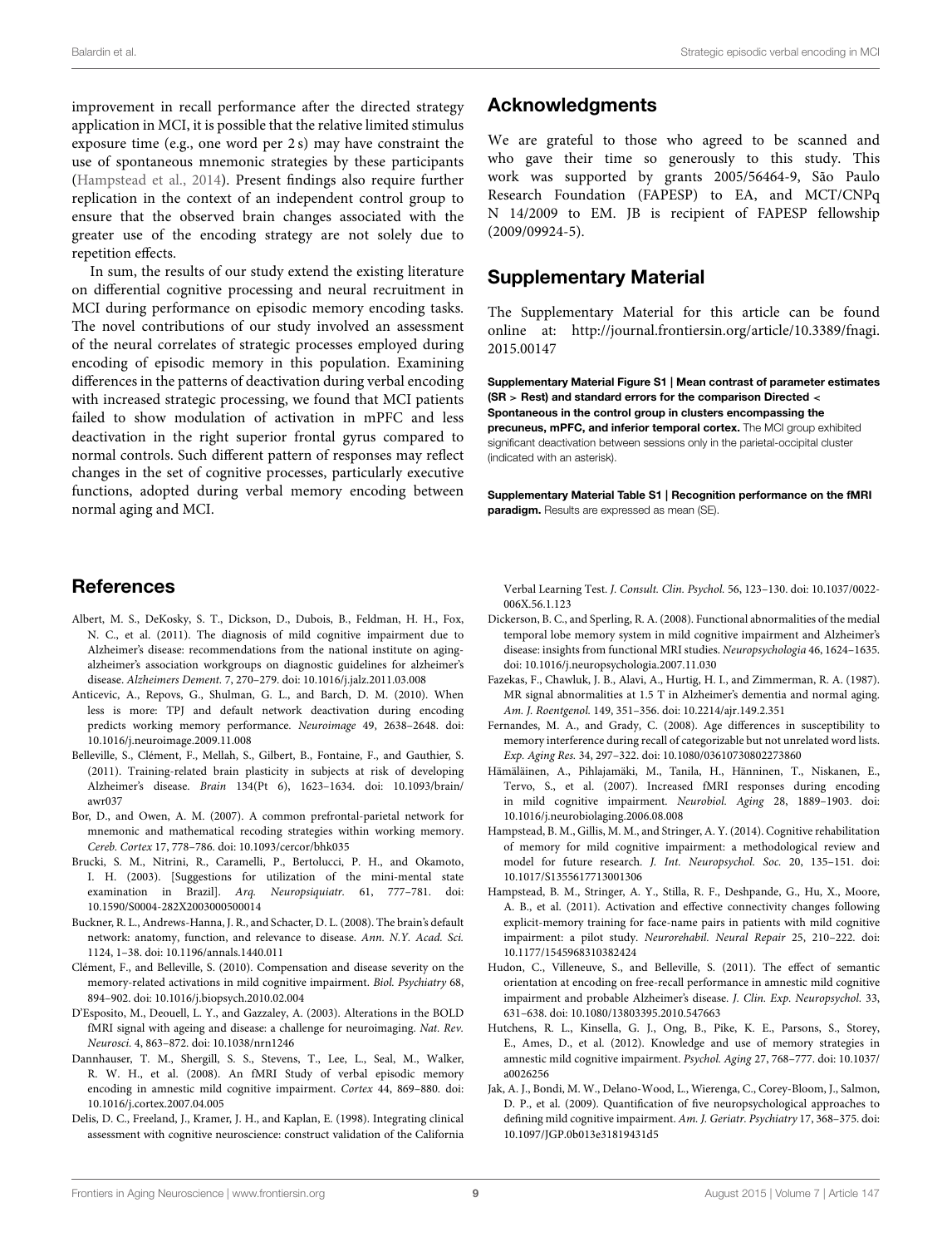improvement in recall performance after the directed strategy application in MCI, it is possible that the relative limited stimulus exposure time (e.g., one word per 2 s) may have constraint the use of spontaneous mnemonic strategies by these participants (Hampstead et al., 2014). Present findings also require further replication in the context of an independent control group to ensure that the observed brain changes associated with the greater use of the encoding strategy are not solely due to repetition effects.

In sum, the results of our study extend the existing literature on differential cognitive processing and neural recruitment in MCI during performance on episodic memory encoding tasks. The novel contributions of our study involved an assessment of the neural correlates of strategic processes employed during encoding of episodic memory in this population. Examining differences in the patterns of deactivation during verbal encoding with increased strategic processing, we found that MCI patients failed to show modulation of activation in mPFC and less deactivation in the right superior frontal gyrus compared to normal controls. Such different pattern of responses may reflect changes in the set of cognitive processes, particularly executive functions, adopted during verbal memory encoding between normal aging and MCI.

## Acknowledgments

We are grateful to those who agreed to be scanned and who gave their time so generously to this study. This work was supported by grants 2005/56464-9, São Paulo Research Foundation (FAPESP) to EA, and MCT/CNPq N 14/2009 to EM. JB is recipient of FAPESP fellowship (2009/09924-5).

## Supplementary Material

The Supplementary Material for this article can be found online at: http://journal.frontiersin.org/article/10.3389/fnagi.2015.00147

**Supplementary Material Figure S1 | Mean contrast of parameter estimates (SR > Rest) and standard errors for the comparison Directed < Spontaneous in the control group in clusters encompassing the precuneus, mPFC, and inferior temporal cortex.** The MCI group exhibited significant deactivation between sessions only in the parietal-occipital cluster (indicated with an asterisk).

**Supplementary Material Table S1 | Recognition performance on the fMRI paradigm.** Results are expressed as mean (SE).

## References

Albert, M. S., DeKosky, S. T., Dickson, D., Dubois, B., Feldman, H. H., Fox, N. C., et al. (2011). The diagnosis of mild cognitive impairment due to Alzheimer's disease: recommendations from the national institute on aging-alzheimer's association workgroups on diagnostic guidelines for alzheimer's disease. *Alzheimers Dement.* 7, 270–279. doi: 10.1016/j.jalz.2011.03.008

Anticevic, A., Repovs, G., Shulman, G. L., and Barch, D. M. (2010). When less is more: TPJ and default network deactivation during encoding predicts working memory performance. *Neuroimage* 49, 2638–2648. doi: 10.1016/j.neuroimage.2009.11.008

Belleville, S., Clément, F., Mellah, S., Gilbert, B., Fontaine, F., and Gauthier, S. (2011). Training-related brain plasticity in subjects at risk of developing Alzheimer's disease. *Brain* 134(Pt 6), 1623–1634. doi: 10.1093/brain/awr037

Bor, D., and Owen, A. M. (2007). A common prefrontal-parietal network for mnemonic and mathematical recoding strategies within working memory. *Cereb. Cortex* 17, 778–786. doi: 10.1093/cercor/bhk035

Brucki, S. M., Nitrini, R., Caramelli, P., Bertolucci, P. H., and Okamoto, I. H. (2003). [Suggestions for utilization of the mini-mental state examination in Brazil]. *Arq. Neuropsiquiatr.* 61, 777–781. doi: 10.1590/S0004-282X2003000500014

Buckner, R. L., Andrews-Hanna, J. R., and Schacter, D. L. (2008). The brain's default network: anatomy, function, and relevance to disease. *Ann. N.Y. Acad. Sci.* 1124, 1–38. doi: 10.1196/annals.1440.011

Clément, F., and Belleville, S. (2010). Compensation and disease severity on the memory-related activations in mild cognitive impairment. *Biol. Psychiatry* 68, 894–902. doi: 10.1016/j.biopsych.2010.02.004

D'Esposito, M., Deouell, L. Y., and Gazzaley, A. (2003). Alterations in the BOLD fMRI signal with ageing and disease: a challenge for neuroimaging. *Nat. Rev. Neurosci.* 4, 863–872. doi: 10.1038/nrn1246

Dannhauser, T. M., Shergill, S. S., Stevens, T., Lee, L., Seal, M., Walker, R. W. H., et al. (2008). An fMRI Study of verbal episodic memory encoding in amnestic mild cognitive impairment. *Cortex* 44, 869–880. doi: 10.1016/j.cortex.2007.04.005

Delis, D. C., Freeland, J., Kramer, J. H., and Kaplan, E. (1998). Integrating clinical assessment with cognitive neuroscience: construct validation of the California Verbal Learning Test. *J. Consult. Clin. Psychol.* 56, 123–130. doi: 10.1037/0022-006X.56.1.123

Dickerson, B. C., and Sperling, R. A. (2008). Functional abnormalities of the medial temporal lobe memory system in mild cognitive impairment and Alzheimer's disease: insights from functional MRI studies. *Neuropsychologia* 46, 1624–1635. doi: 10.1016/j.neuropsychologia.2007.11.030

Fazekas, F., Chawluk, J. B., Alavi, A., Hurtig, H. I., and Zimmerman, R. A. (1987). MR signal abnormalities at 1.5 T in Alzheimer's dementia and normal aging. *Am. J. Roentgenol.* 149, 351–356. doi: 10.2214/ajr.149.2.351

Fernandes, M. A., and Grady, C. (2008). Age differences in susceptibility to memory interference during recall of categorizable but not unrelated word lists. *Exp. Aging Res.* 34, 297–322. doi: 10.1080/03610730802273860

Hämäläinen, A., Pihlajamäki, M., Tanila, H., Hänninen, T., Niskanen, E., Tervo, S., et al. (2007). Increased fMRI responses during encoding in mild cognitive impairment. *Neurobiol. Aging* 28, 1889–1903. doi: 10.1016/j.neurobiolaging.2006.08.008

Hampstead, B. M., Gillis, M. M., and Stringer, A. Y. (2014). Cognitive rehabilitation of memory for mild cognitive impairment: a methodological review and model for future research. *J. Int. Neuropsychol. Soc.* 20, 135–151. doi: 10.1017/S1355617713001306

Hampstead, B. M., Stringer, A. Y., Stilla, R. F., Deshpande, G., Hu, X., Moore, A. B., et al. (2011). Activation and effective connectivity changes following explicit-memory training for face-name pairs in patients with mild cognitive impairment: a pilot study. *Neurorehabil. Neural Repair* 25, 210–222. doi: 10.1177/1545968310382424

Hudon, C., Villeneuve, S., and Belleville, S. (2011). The effect of semantic orientation at encoding on free-recall performance in amnestic mild cognitive impairment and probable Alzheimer's disease. *J. Clin. Exp. Neuropsychol.* 33, 631–638. doi: 10.1080/13803395.2010.547663

Hutchens, R. L., Kinsella, G. J., Ong, B., Pike, K. E., Parsons, S., Storey, E., Ames, D., et al. (2012). Knowledge and use of memory strategies in amnestic mild cognitive impairment. *Psychol. Aging* 27, 768–777. doi: 10.1037/a0026256

Jak, A. J., Bondi, M. W., Delano-Wood, L., Wierenga, C., Corey-Bloom, J., Salmon, D. P., et al. (2009). Quantification of five neuropsychological approaches to defining mild cognitive impairment. *Am. J. Geriatr. Psychiatry* 17, 368–375. doi: 10.1097/JGP.0b013e31819431d5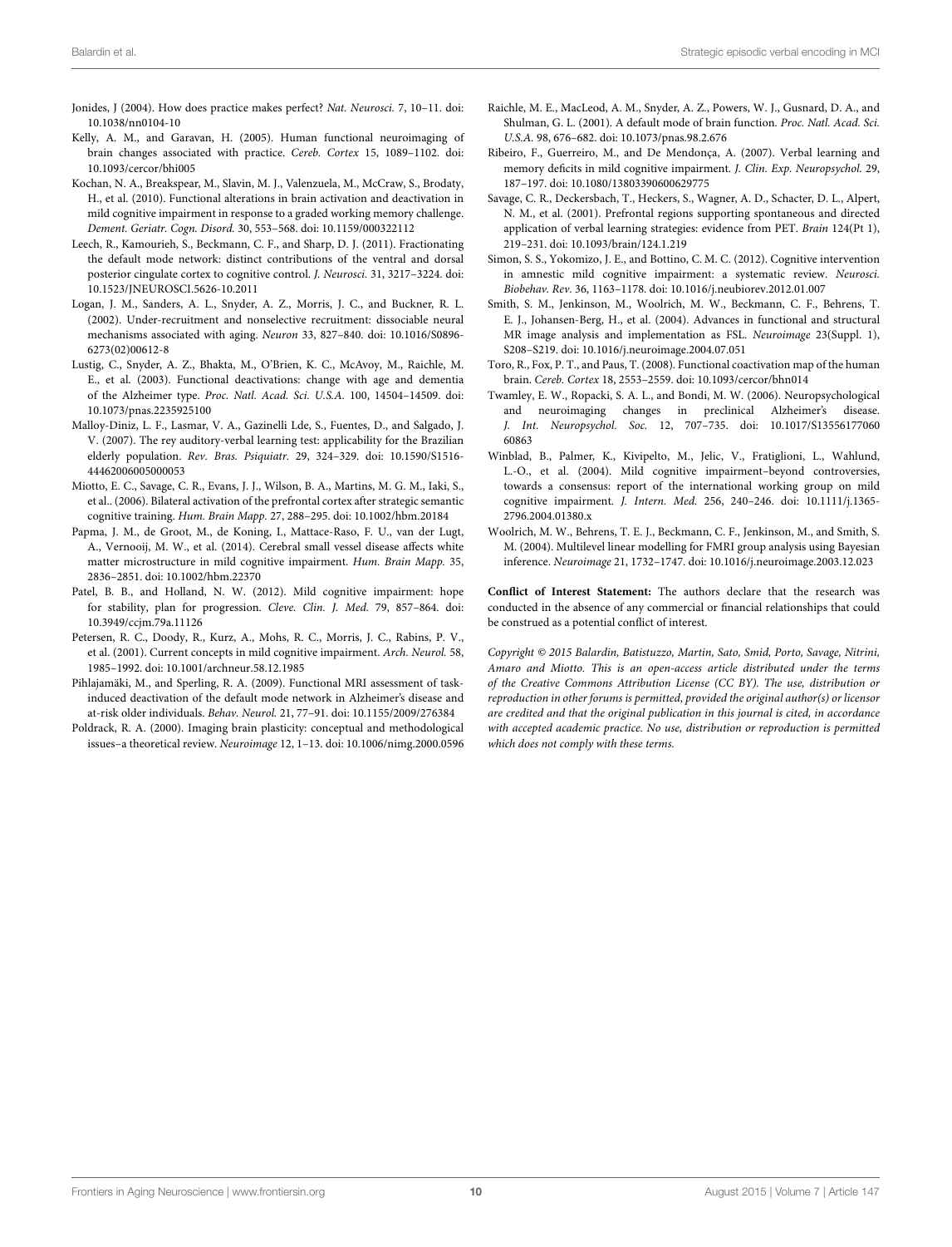Jonides, J (2004). How does practice makes perfect? *Nat. Neurosci.* 7, 10–11. doi: 10.1038/nn0104-10

Kelly, A. M., and Garavan, H. (2005). Human functional neuroimaging of brain changes associated with practice. *Cereb. Cortex* 15, 1089–1102. doi: 10.1093/cercor/bhi005

Kochan, N. A., Breakspear, M., Slavin, M. J., Valenzuela, M., McCraw, S., Brodaty, H., et al. (2010). Functional alterations in brain activation and deactivation in mild cognitive impairment in response to a graded working memory challenge. *Dement. Geriatr. Cogn. Disord.* 30, 553–568. doi: 10.1159/000322112

Leech, R., Kamourieh, S., Beckmann, C. F., and Sharp, D. J. (2011). Fractionating the default mode network: distinct contributions of the ventral and dorsal posterior cingulate cortex to cognitive control. *J. Neurosci.* 31, 3217–3224. doi: 10.1523/JNEUROSCI.5626-10.2011

Logan, J. M., Sanders, A. L., Snyder, A. Z., Morris, J. C., and Buckner, R. L. (2002). Under-recruitment and nonselective recruitment: dissociable neural mechanisms associated with aging. *Neuron* 33, 827–840. doi: 10.1016/S0896-6273(02)00612-8

Lustig, C., Snyder, A. Z., Bhakta, M., O'Brien, K. C., McAvoy, M., Raichle, M. E., et al. (2003). Functional deactivations: change with age and dementia of the Alzheimer type. *Proc. Natl. Acad. Sci. U.S.A.* 100, 14504–14509. doi: 10.1073/pnas.2235925100

Malloy-Diniz, L. F., Lasmar, V. A., Gazinelli Lde, S., Fuentes, D., and Salgado, J. V. (2007). The rey auditory-verbal learning test: applicability for the Brazilian elderly population. *Rev. Bras. Psiquiatr.* 29, 324–329. doi: 10.1590/S1516-44462006005000053

Miotto, E. C., Savage, C. R., Evans, J. J., Wilson, B. A., Martins, M. G. M., Iaki, S., et al.. (2006). Bilateral activation of the prefrontal cortex after strategic semantic cognitive training. *Hum. Brain Mapp.* 27, 288–295. doi: 10.1002/hbm.20184

Papma, J. M., de Groot, M., de Koning, I., Mattace-Raso, F. U., van der Lugt, A., Vernooij, M. W., et al. (2014). Cerebral small vessel disease affects white matter microstructure in mild cognitive impairment. *Hum. Brain Mapp.* 35, 2836–2851. doi: 10.1002/hbm.22370

Patel, B. B., and Holland, N. W. (2012). Mild cognitive impairment: hope for stability, plan for progression. *Cleve. Clin. J. Med.* 79, 857–864. doi: 10.3949/ccjm.79a.11126

Petersen, R. C., Doody, R., Kurz, A., Mohs, R. C., Morris, J. C., Rabins, P. V., et al. (2001). Current concepts in mild cognitive impairment. *Arch. Neurol.* 58, 1985–1992. doi: 10.1001/archneur.58.12.1985

Pihlajamäki, M., and Sperling, R. A. (2009). Functional MRI assessment of task-induced deactivation of the default mode network in Alzheimer's disease and at-risk older individuals. *Behav. Neurol.* 21, 77–91. doi: 10.1155/2009/276384

Poldrack, R. A. (2000). Imaging brain plasticity: conceptual and methodological issues–a theoretical review. *Neuroimage* 12, 1–13. doi: 10.1006/nimg.2000.0596

Raichle, M. E., MacLeod, A. M., Snyder, A. Z., Powers, W. J., Gusnard, D. A., and Shulman, G. L. (2001). A default mode of brain function. *Proc. Natl. Acad. Sci. U.S.A.* 98, 676–682. doi: 10.1073/pnas.98.2.676

Ribeiro, F., Guerreiro, M., and De Mendonça, A. (2007). Verbal learning and memory deficits in mild cognitive impairment. *J. Clin. Exp. Neuropsychol.* 29, 187–197. doi: 10.1080/13803390600629775

Savage, C. R., Deckersbach, T., Heckers, S., Wagner, A. D., Schacter, D. L., Alpert, N. M., et al. (2001). Prefrontal regions supporting spontaneous and directed application of verbal learning strategies: evidence from PET. *Brain* 124(Pt 1), 219–231. doi: 10.1093/brain/124.1.219

Simon, S. S., Yokomizo, J. E., and Bottino, C. M. C. (2012). Cognitive intervention in amnestic mild cognitive impairment: a systematic review. *Neurosci. Biobehav. Rev.* 36, 1163–1178. doi: 10.1016/j.neubiorev.2012.01.007

Smith, S. M., Jenkinson, M., Woolrich, M. W., Beckmann, C. F., Behrens, T. E. J., Johansen-Berg, H., et al. (2004). Advances in functional and structural MR image analysis and implementation as FSL. *Neuroimage* 23(Suppl. 1), S208–S219. doi: 10.1016/j.neuroimage.2004.07.051

Toro, R., Fox, P. T., and Paus, T. (2008). Functional coactivation map of the human brain. *Cereb. Cortex* 18, 2553–2559. doi: 10.1093/cercor/bhn014

Twamley, E. W., Ropacki, S. A. L., and Bondi, M. W. (2006). Neuropsychological and neuroimaging changes in preclinical Alzheimer's disease. *J. Int. Neuropsychol. Soc.* 12, 707–735. doi: 10.1017/S1355617706060863

Winblad, B., Palmer, K., Kivipelto, M., Jelic, V., Fratiglioni, L., Wahlund, L.-O., et al. (2004). Mild cognitive impairment–beyond controversies, towards a consensus: report of the international working group on mild cognitive impairment. *J. Intern. Med.* 256, 240–246. doi: 10.1111/j.1365-2796.2004.01380.x

Woolrich, M. W., Behrens, T. E. J., Beckmann, C. F., Jenkinson, M., and Smith, S. M. (2004). Multilevel linear modelling for FMRI group analysis using Bayesian inference. *Neuroimage* 21, 1732–1747. doi: 10.1016/j.neuroimage.2003.12.023

**Conflict of Interest Statement:** The authors declare that the research was conducted in the absence of any commercial or financial relationships that could be construed as a potential conflict of interest.

*Copyright © 2015 Balardin, Batistuzzo, Martin, Sato, Smid, Porto, Savage, Nitrini, Amaro and Miotto. This is an open-access article distributed under the terms of the Creative Commons Attribution License (CC BY). The use, distribution or reproduction in other forums is permitted, provided the original author(s) or licensor are credited and that the original publication in this journal is cited, in accordance with accepted academic practice. No use, distribution or reproduction is permitted which does not comply with these terms.*